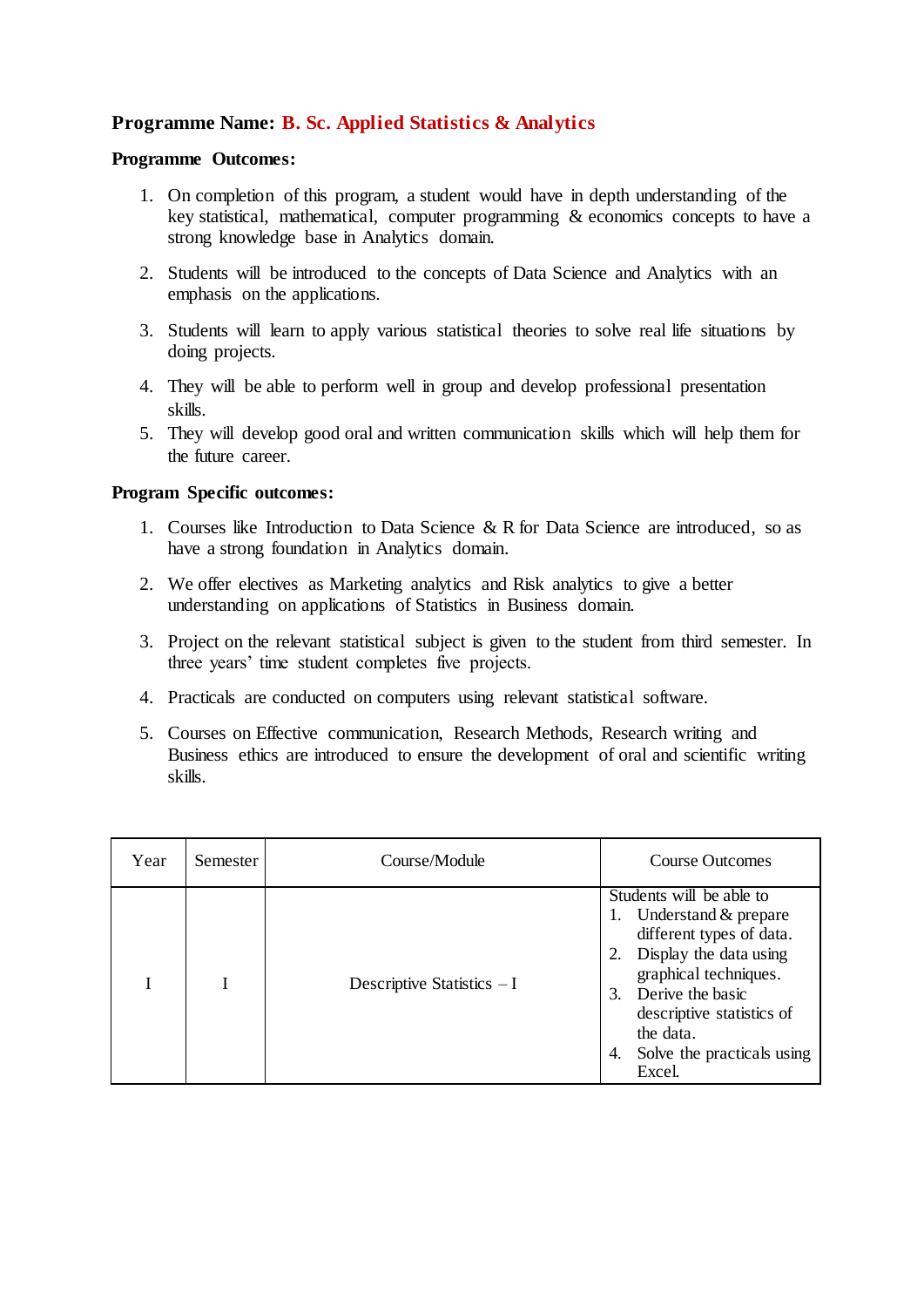**Programme Name: B. Sc. Applied Statistics & Analytics**

**Programme Outcomes:**

1. On completion of this program, a student would have in depth understanding of the key statistical, mathematical, computer programming & economics concepts to have a strong knowledge base in Analytics domain.
2. Students will be introduced to the concepts of Data Science and Analytics with an emphasis on the applications.
3. Students will learn to apply various statistical theories to solve real life situations by doing projects.
4. They will be able to perform well in group and develop professional presentation skills.
5. They will develop good oral and written communication skills which will help them for the future career.

**Program Specific outcomes:**

1. Courses like Introduction to Data Science & R for Data Science are introduced, so as have a strong foundation in Analytics domain.
2. We offer electives as Marketing analytics and Risk analytics to give a better understanding on applications of Statistics in Business domain.
3. Project on the relevant statistical subject is given to the student from third semester. In three years' time student completes five projects.
4. Practicals are conducted on computers using relevant statistical software.
5. Courses on Effective communication, Research Methods, Research writing and Business ethics are introduced to ensure the development of oral and scientific writing skills.

| Year | Semester | Course/Module | Course Outcomes |
|---|---|---|---|
| I | I | Descriptive Statistics – I | Students will be able to<br>1. Understand & prepare different types of data.<br>2. Display the data using graphical techniques.<br>3. Derive the basic descriptive statistics of the data.<br>4. Solve the practicals using Excel. |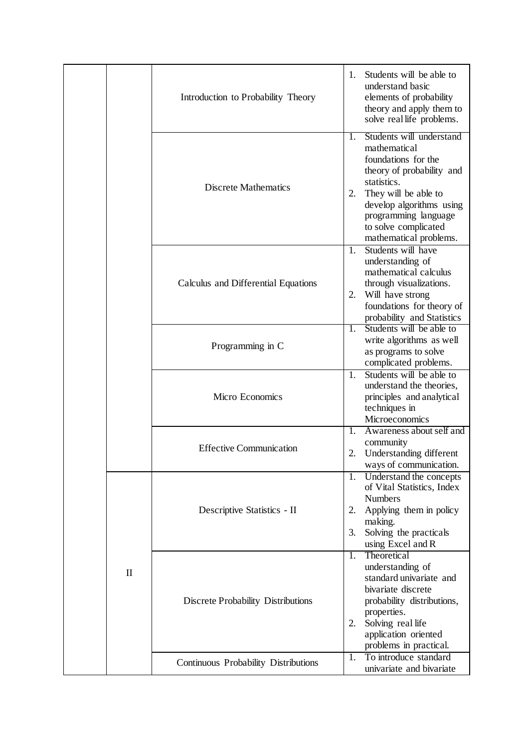| | | | |
|---|---|---|---|
| | | Introduction to Probability Theory | 1. Students will be able to understand basic elements of probability theory and apply them to solve real life problems. |
| | | Discrete Mathematics | 1. Students will understand mathematical foundations for the theory of probability and statistics.<br>2. They will be able to develop algorithms using programming language to solve complicated mathematical problems. |
| | | Calculus and Differential Equations | 1. Students will have understanding of mathematical calculus through visualizations.<br>2. Will have strong foundations for theory of probability and Statistics |
| | | Programming in C | 1. Students will be able to write algorithms as well as programs to solve complicated problems. |
| | | Micro Economics | 1. Students will be able to understand the theories, principles and analytical techniques in Microeconomics |
| | | Effective Communication | 1. Awareness about self and community<br>2. Understanding different ways of communication. |
| | II | Descriptive Statistics - II | 1. Understand the concepts of Vital Statistics, Index Numbers<br>2. Applying them in policy making.<br>3. Solving the practicals using Excel and R |
| | | Discrete Probability Distributions | 1. Theoretical understanding of standard univariate and bivariate discrete probability distributions, properties.<br>2. Solving real life application oriented problems in practical. |
| | | Continuous Probability Distributions | 1. To introduce standard univariate and bivariate |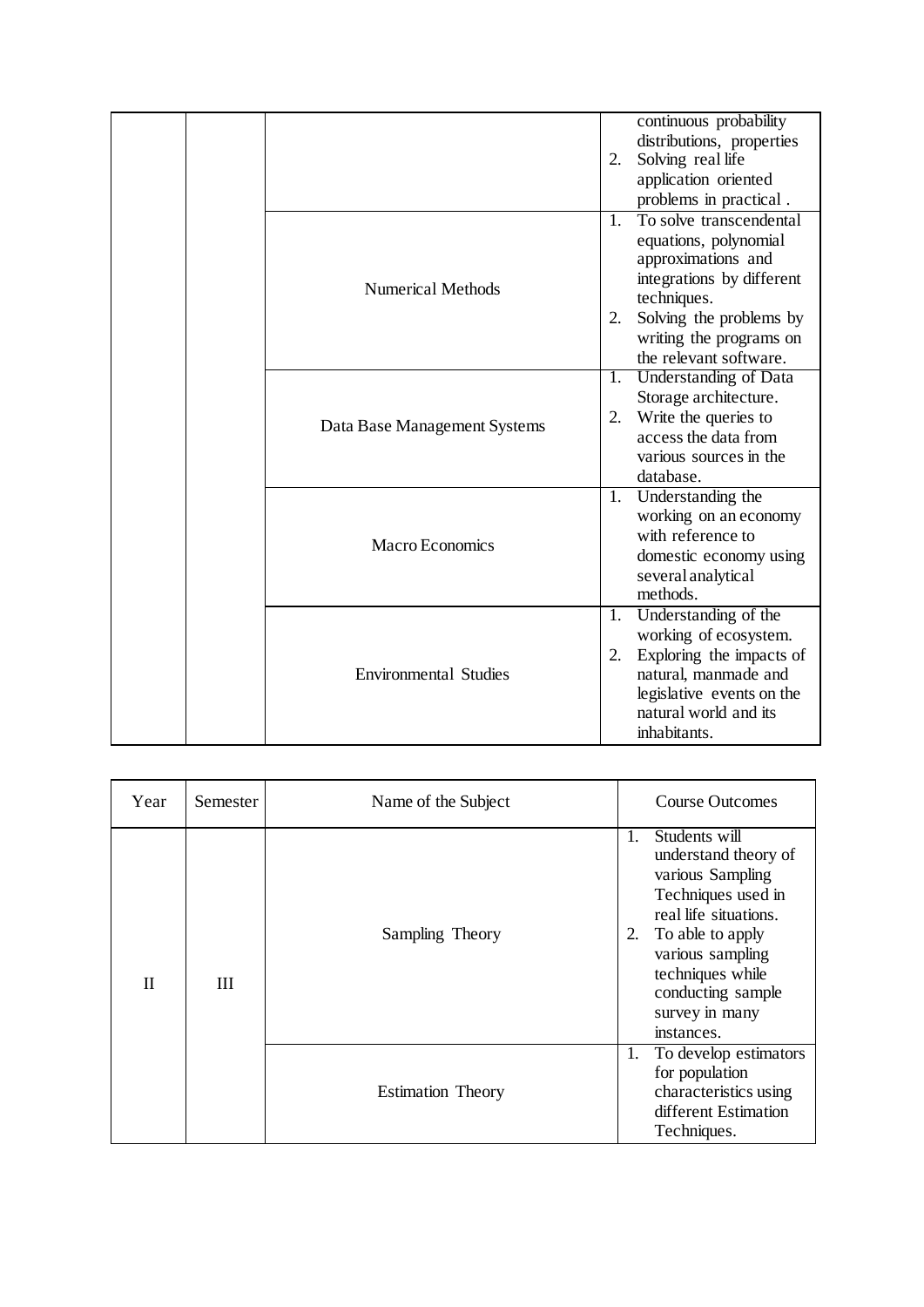| | | | |
|---|---|---|---|
| | | | continuous probability distributions, properties<br>2. Solving real life application oriented problems in practical . |
| | | Numerical Methods | 1. To solve transcendental equations, polynomial approximations and integrations by different techniques.<br>2. Solving the problems by writing the programs on the relevant software. |
| | | Data Base Management Systems | 1. Understanding of Data Storage architecture.<br>2. Write the queries to access the data from various sources in the database. |
| | | Macro Economics | 1. Understanding the working on an economy with reference to domestic economy using several analytical methods. |
| | | Environmental Studies | 1. Understanding of the working of ecosystem.<br>2. Exploring the impacts of natural, manmade and legislative events on the natural world and its inhabitants. |

| Year | Semester | Name of the Subject | Course Outcomes |
|---|---|---|---|
| II | III | Sampling Theory | 1. Students will understand theory of various Sampling Techniques used in real life situations.<br>2. To able to apply various sampling techniques while conducting sample survey in many instances. |
| | | Estimation Theory | 1. To develop estimators for population characteristics using different Estimation Techniques. |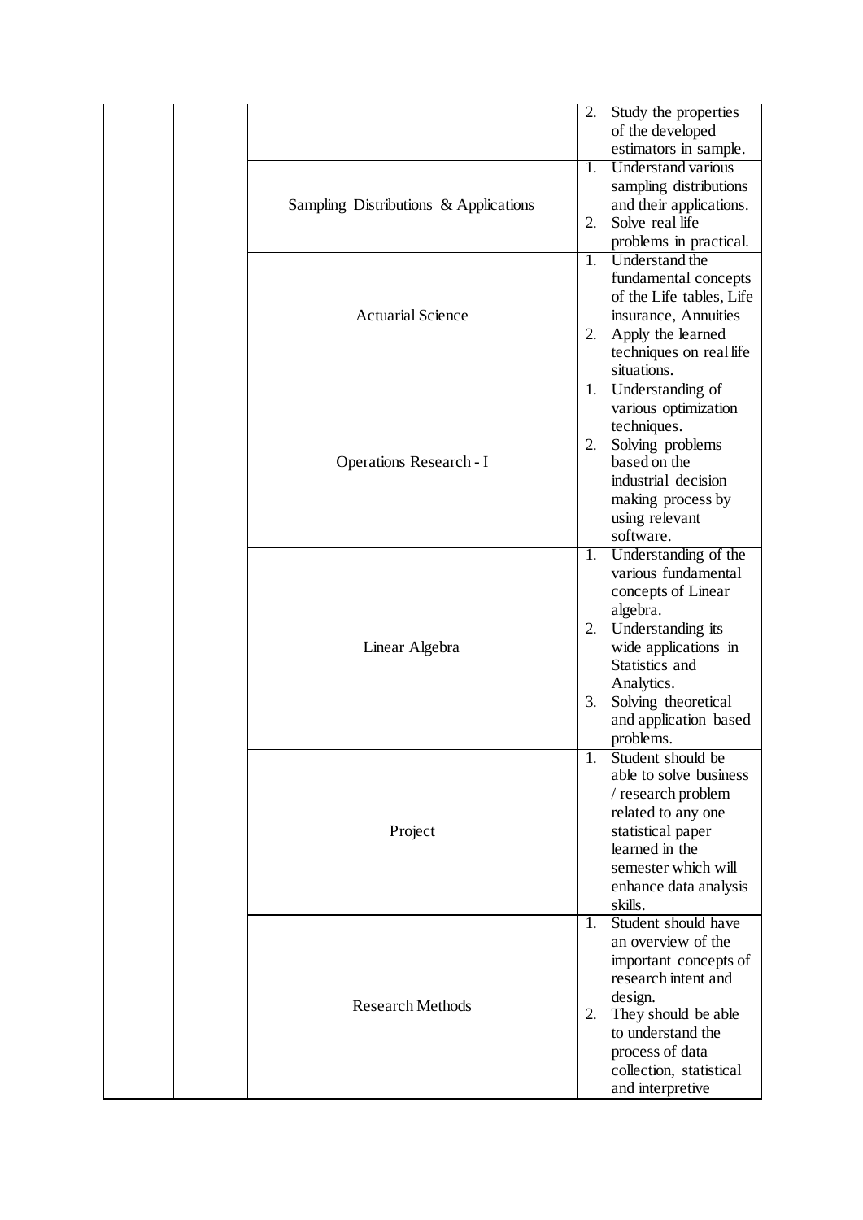|  |  |  |  |
|---|---|---|---|
|  |  |  | 2. Study the properties of the developed estimators in sample. |
|  |  | Sampling Distributions & Applications | 1. Understand various sampling distributions and their applications.<br>2. Solve real life problems in practical. |
|  |  | Actuarial Science | 1. Understand the fundamental concepts of the Life tables, Life insurance, Annuities<br>2. Apply the learned techniques on real life situations. |
|  |  | Operations Research - I | 1. Understanding of various optimization techniques.<br>2. Solving problems based on the industrial decision making process by using relevant software. |
|  |  | Linear Algebra | 1. Understanding of the various fundamental concepts of Linear algebra.<br>2. Understanding its wide applications in Statistics and Analytics.<br>3. Solving theoretical and application based problems. |
|  |  | Project | 1. Student should be able to solve business / research problem related to any one statistical paper learned in the semester which will enhance data analysis skills. |
|  |  | Research Methods | 1. Student should have an overview of the important concepts of research intent and design.<br>2. They should be able to understand the process of data collection, statistical and interpretive |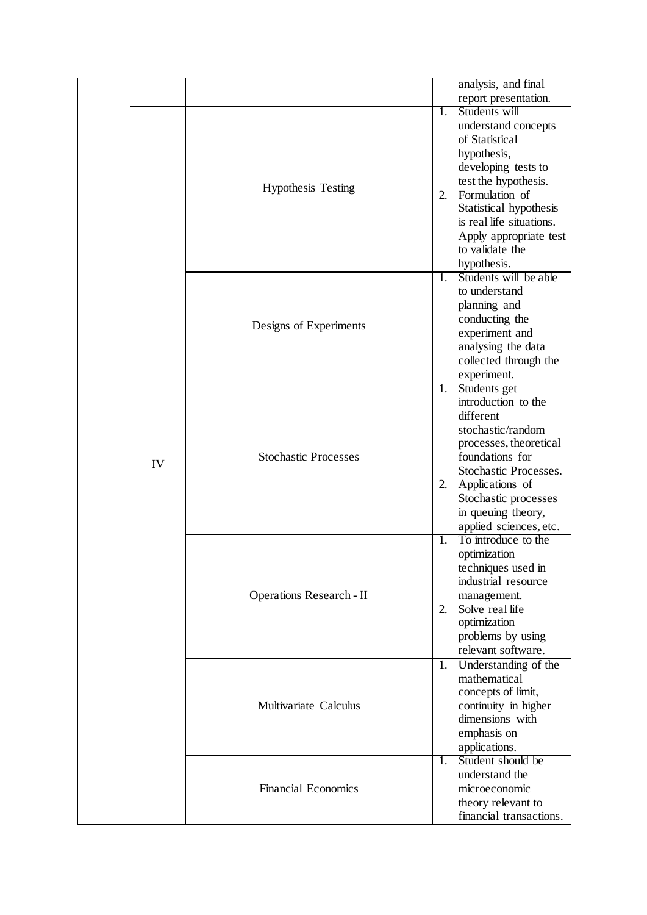| | | | |
|---|---|---|---|
| | | | analysis, and final report presentation. |
| | IV | Hypothesis Testing | 1. Students will understand concepts of Statistical hypothesis, developing tests to test the hypothesis.<br>2. Formulation of Statistical hypothesis is real life situations. Apply appropriate test to validate the hypothesis. |
| | | Designs of Experiments | 1. Students will be able to understand planning and conducting the experiment and analysing the data collected through the experiment. |
| | | Stochastic Processes | 1. Students get introduction to the different stochastic/random processes, theoretical foundations for Stochastic Processes.<br>2. Applications of Stochastic processes in queuing theory, applied sciences, etc. |
| | | Operations Research - II | 1. To introduce to the optimization techniques used in industrial resource management.<br>2. Solve real life optimization problems by using relevant software. |
| | | Multivariate Calculus | 1. Understanding of the mathematical concepts of limit, continuity in higher dimensions with emphasis on applications. |
| | | Financial Economics | 1. Student should be understand the microeconomic theory relevant to financial transactions. |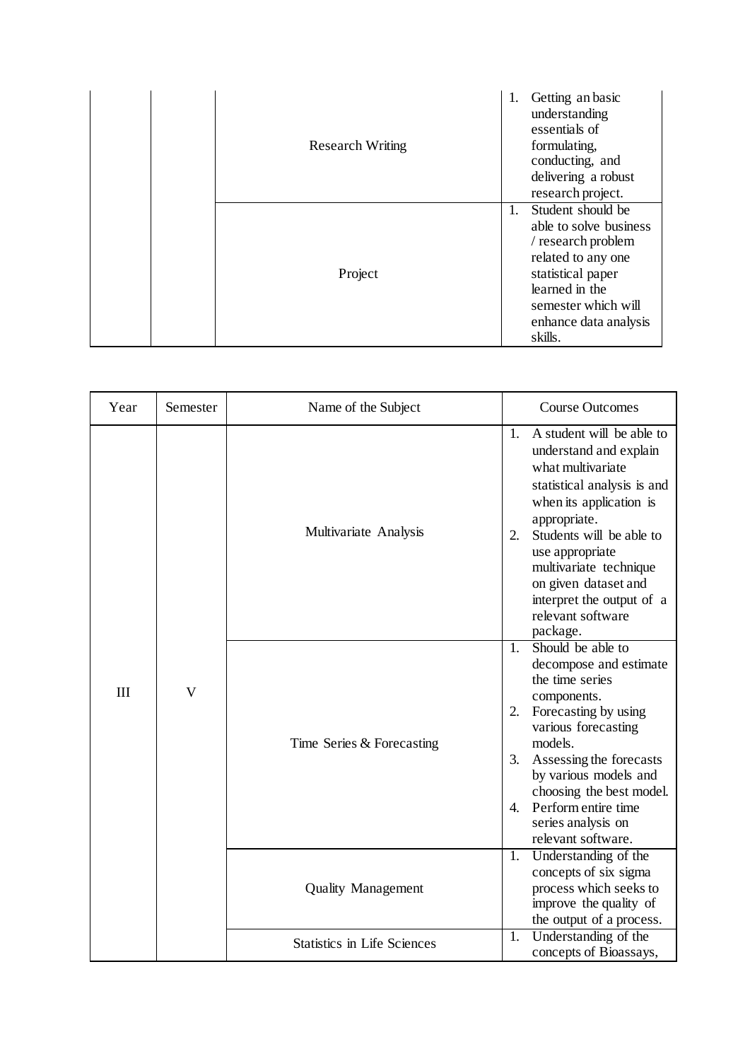| | | | |
|---|---|---|---|
| | | Research Writing | 1. Getting an basic understanding essentials of formulating, conducting, and delivering a robust research project. |
| | | Project | 1. Student should be able to solve business / research problem related to any one statistical paper learned in the semester which will enhance data analysis skills. |

| Year | Semester | Name of the Subject | Course Outcomes |
|---|---|---|---|
| III | V | Multivariate Analysis | 1. A student will be able to understand and explain what multivariate statistical analysis is and when its application is appropriate.<br>2. Students will be able to use appropriate multivariate technique on given dataset and interpret the output of a relevant software package. |
| | | Time Series & Forecasting | 1. Should be able to decompose and estimate the time series components.<br>2. Forecasting by using various forecasting models.<br>3. Assessing the forecasts by various models and choosing the best model.<br>4. Perform entire time series analysis on relevant software. |
| | | Quality Management | 1. Understanding of the concepts of six sigma process which seeks to improve the quality of the output of a process. |
| | | Statistics in Life Sciences | 1. Understanding of the concepts of Bioassays, |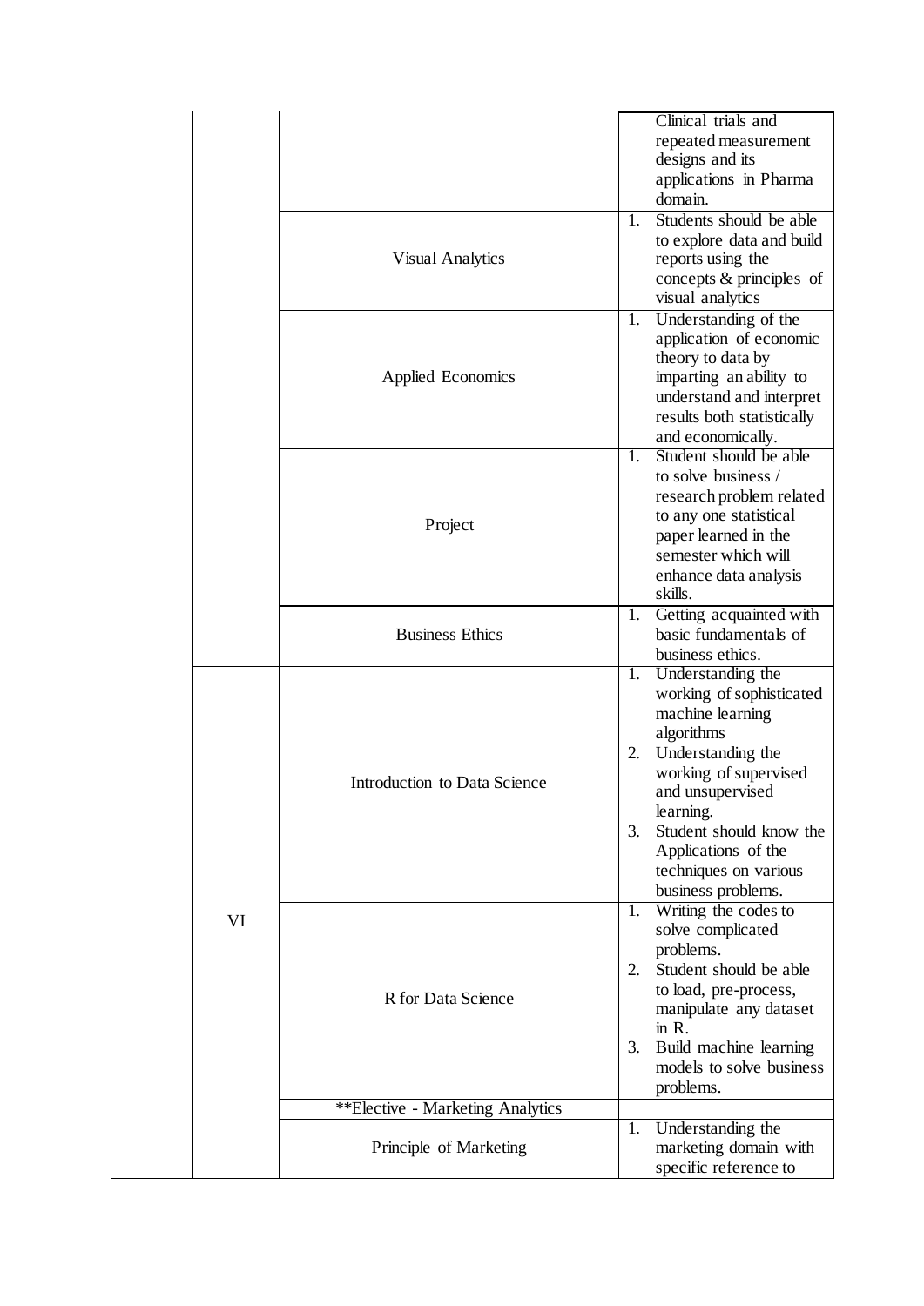| | | | |
|---|---|---|---|
| | | | Clinical trials and repeated measurement designs and its applications in Pharma domain. |
| | | Visual Analytics | 1. Students should be able to explore data and build reports using the concepts & principles of visual analytics |
| | | Applied Economics | 1. Understanding of the application of economic theory to data by imparting an ability to understand and interpret results both statistically and economically. |
| | | Project | 1. Student should be able to solve business / research problem related to any one statistical paper learned in the semester which will enhance data analysis skills. |
| | | Business Ethics | 1. Getting acquainted with basic fundamentals of business ethics. |
| | VI | Introduction to Data Science | 1. Understanding the working of sophisticated machine learning algorithms<br>2. Understanding the working of supervised and unsupervised learning.<br>3. Student should know the Applications of the techniques on various business problems. |
| | | R for Data Science | 1. Writing the codes to solve complicated problems.<br>2. Student should be able to load, pre-process, manipulate any dataset in R.<br>3. Build machine learning models to solve business problems. |
| | | **Elective - Marketing Analytics | |
| | | Principle of Marketing | 1. Understanding the marketing domain with specific reference to |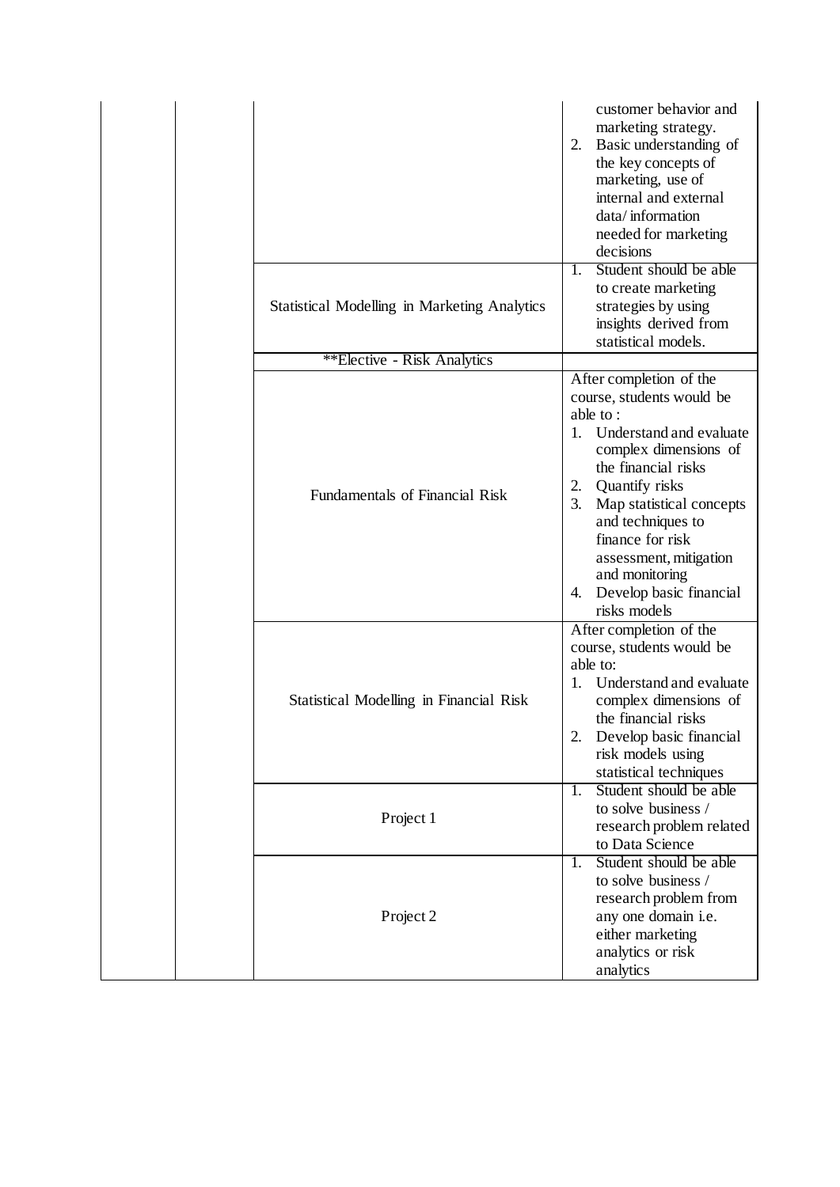| | | | |
|---|---|---|---|
| | | | customer behavior and marketing strategy.<br>2. Basic understanding of the key concepts of marketing, use of internal and external data/ information needed for marketing decisions |
| | | Statistical Modelling in Marketing Analytics | 1. Student should be able to create marketing strategies by using insights derived from statistical models. |
| | | **Elective - Risk Analytics | |
| | | Fundamentals of Financial Risk | After completion of the course, students would be able to :<br>1. Understand and evaluate complex dimensions of the financial risks<br>2. Quantify risks<br>3. Map statistical concepts and techniques to finance for risk assessment, mitigation and monitoring<br>4. Develop basic financial risks models |
| | | Statistical Modelling in Financial Risk | After completion of the course, students would be able to:<br>1. Understand and evaluate complex dimensions of the financial risks<br>2. Develop basic financial risk models using statistical techniques |
| | | Project 1 | 1. Student should be able to solve business / research problem related to Data Science |
| | | Project 2 | 1. Student should be able to solve business / research problem from any one domain i.e. either marketing analytics or risk analytics |